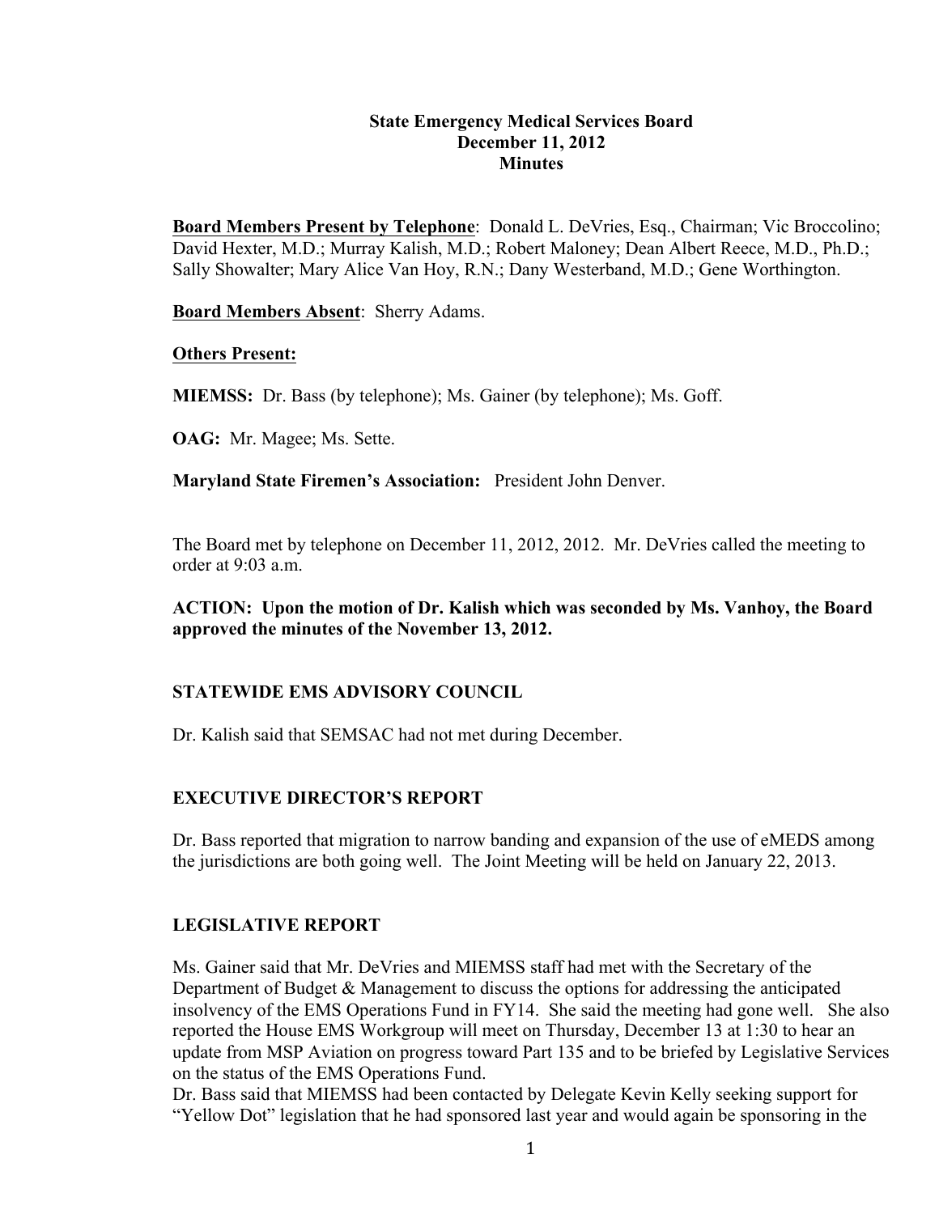**State Emergency Medical Services Board**
**December 11, 2012**
**Minutes**

**Board Members Present by Telephone**: Donald L. DeVries, Esq., Chairman; Vic Broccolino; David Hexter, M.D.; Murray Kalish, M.D.; Robert Maloney; Dean Albert Reece, M.D., Ph.D.; Sally Showalter; Mary Alice Van Hoy, R.N.; Dany Westerband, M.D.; Gene Worthington.

**Board Members Absent**: Sherry Adams.

**Others Present:**

**MIEMSS:** Dr. Bass (by telephone); Ms. Gainer (by telephone); Ms. Goff.

**OAG:** Mr. Magee; Ms. Sette.

**Maryland State Firemen's Association:** President John Denver.

The Board met by telephone on December 11, 2012, 2012. Mr. DeVries called the meeting to order at 9:03 a.m.

**ACTION: Upon the motion of Dr. Kalish which was seconded by Ms. Vanhoy, the Board approved the minutes of the November 13, 2012.**

## STATEWIDE EMS ADVISORY COUNCIL

Dr. Kalish said that SEMSAC had not met during December.

## EXECUTIVE DIRECTOR'S REPORT

Dr. Bass reported that migration to narrow banding and expansion of the use of eMEDS among the jurisdictions are both going well. The Joint Meeting will be held on January 22, 2013.

## LEGISLATIVE REPORT

Ms. Gainer said that Mr. DeVries and MIEMSS staff had met with the Secretary of the Department of Budget & Management to discuss the options for addressing the anticipated insolvency of the EMS Operations Fund in FY14. She said the meeting had gone well. She also reported the House EMS Workgroup will meet on Thursday, December 13 at 1:30 to hear an update from MSP Aviation on progress toward Part 135 and to be briefed by Legislative Services on the status of the EMS Operations Fund.

Dr. Bass said that MIEMSS had been contacted by Delegate Kevin Kelly seeking support for "Yellow Dot" legislation that he had sponsored last year and would again be sponsoring in the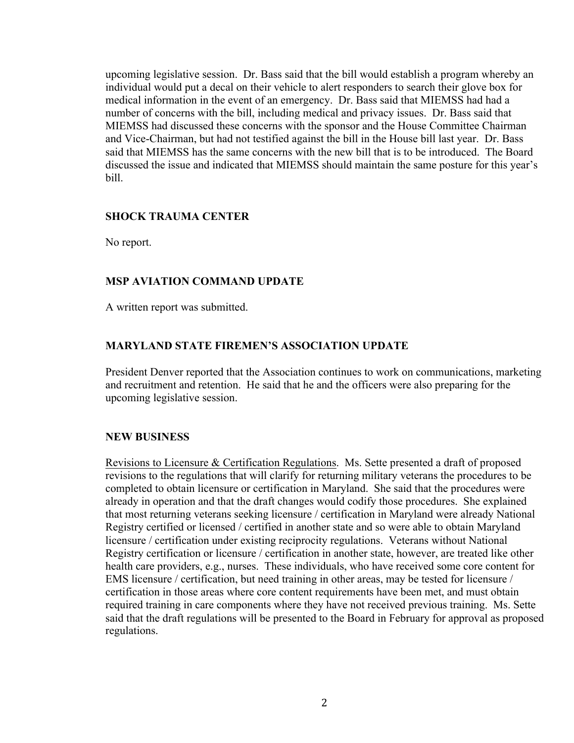upcoming legislative session. Dr. Bass said that the bill would establish a program whereby an individual would put a decal on their vehicle to alert responders to search their glove box for medical information in the event of an emergency. Dr. Bass said that MIEMSS had had a number of concerns with the bill, including medical and privacy issues. Dr. Bass said that MIEMSS had discussed these concerns with the sponsor and the House Committee Chairman and Vice-Chairman, but had not testified against the bill in the House bill last year. Dr. Bass said that MIEMSS has the same concerns with the new bill that is to be introduced. The Board discussed the issue and indicated that MIEMSS should maintain the same posture for this year's bill.

## SHOCK TRAUMA CENTER

No report.

## MSP AVIATION COMMAND UPDATE

A written report was submitted.

## MARYLAND STATE FIREMEN'S ASSOCIATION UPDATE

President Denver reported that the Association continues to work on communications, marketing and recruitment and retention. He said that he and the officers were also preparing for the upcoming legislative session.

## NEW BUSINESS

Revisions to Licensure & Certification Regulations. Ms. Sette presented a draft of proposed revisions to the regulations that will clarify for returning military veterans the procedures to be completed to obtain licensure or certification in Maryland. She said that the procedures were already in operation and that the draft changes would codify those procedures. She explained that most returning veterans seeking licensure / certification in Maryland were already National Registry certified or licensed / certified in another state and so were able to obtain Maryland licensure / certification under existing reciprocity regulations. Veterans without National Registry certification or licensure / certification in another state, however, are treated like other health care providers, e.g., nurses. These individuals, who have received some core content for EMS licensure / certification, but need training in other areas, may be tested for licensure / certification in those areas where core content requirements have been met, and must obtain required training in care components where they have not received previous training. Ms. Sette said that the draft regulations will be presented to the Board in February for approval as proposed regulations.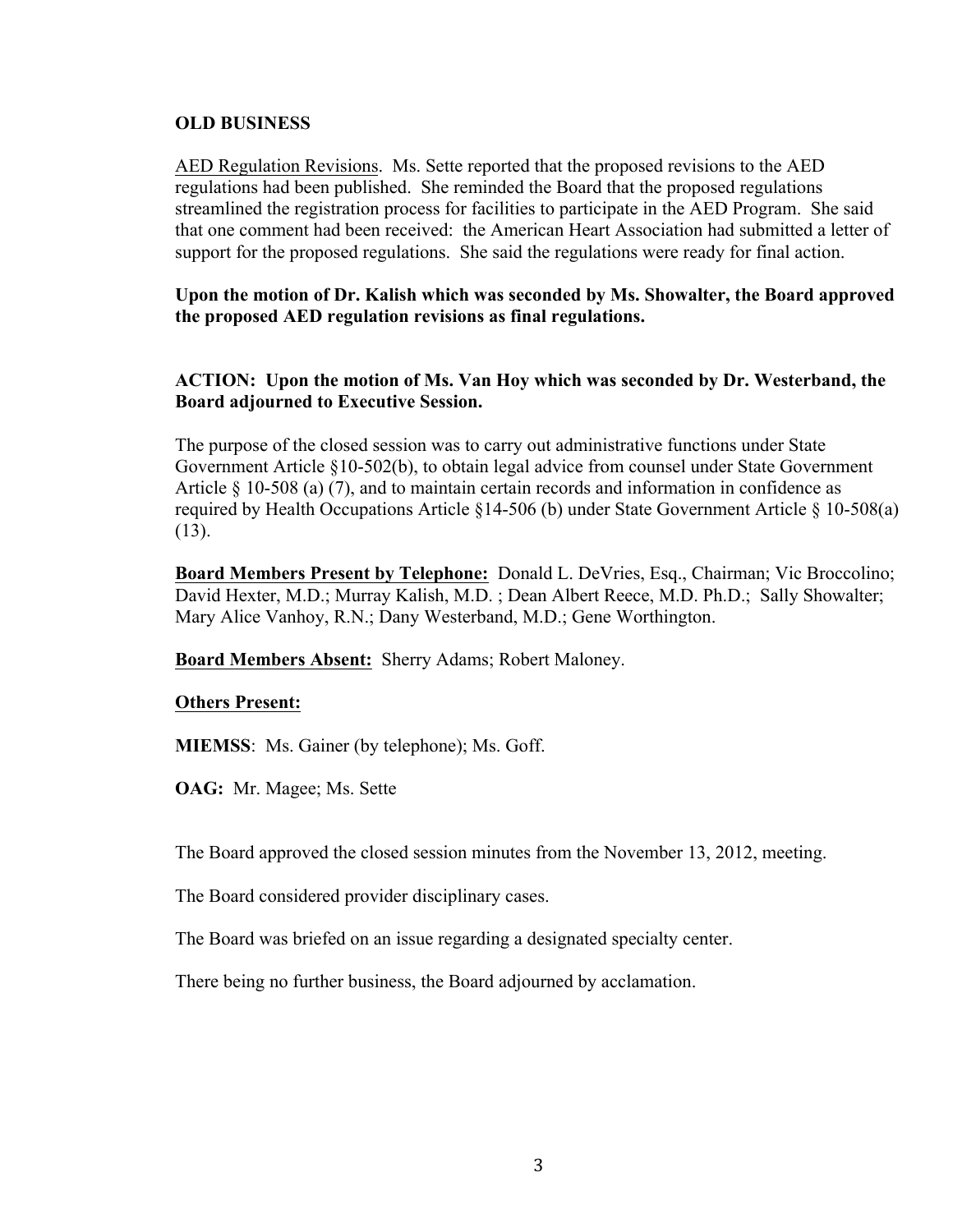**OLD BUSINESS**

AED Regulation Revisions. Ms. Sette reported that the proposed revisions to the AED regulations had been published. She reminded the Board that the proposed regulations streamlined the registration process for facilities to participate in the AED Program. She said that one comment had been received: the American Heart Association had submitted a letter of support for the proposed regulations. She said the regulations were ready for final action.

**Upon the motion of Dr. Kalish which was seconded by Ms. Showalter, the Board approved the proposed AED regulation revisions as final regulations.**

**ACTION: Upon the motion of Ms. Van Hoy which was seconded by Dr. Westerband, the Board adjourned to Executive Session.**

The purpose of the closed session was to carry out administrative functions under State Government Article §10-502(b), to obtain legal advice from counsel under State Government Article § 10-508 (a) (7), and to maintain certain records and information in confidence as required by Health Occupations Article §14-506 (b) under State Government Article § 10-508(a) (13).

**Board Members Present by Telephone:** Donald L. DeVries, Esq., Chairman; Vic Broccolino; David Hexter, M.D.; Murray Kalish, M.D. ; Dean Albert Reece, M.D. Ph.D.; Sally Showalter; Mary Alice Vanhoy, R.N.; Dany Westerband, M.D.; Gene Worthington.

**Board Members Absent:** Sherry Adams; Robert Maloney.

**Others Present:**

**MIEMSS**: Ms. Gainer (by telephone); Ms. Goff.

**OAG:** Mr. Magee; Ms. Sette

The Board approved the closed session minutes from the November 13, 2012, meeting.

The Board considered provider disciplinary cases.

The Board was briefed on an issue regarding a designated specialty center.

There being no further business, the Board adjourned by acclamation.